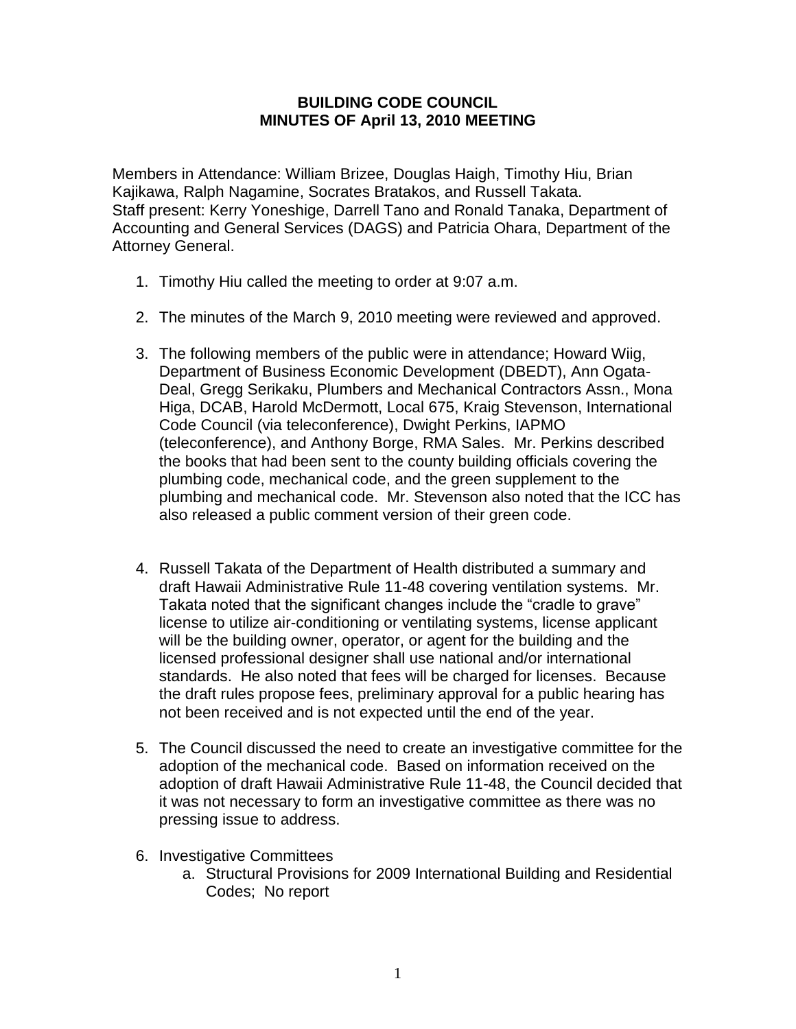# BUILDING CODE COUNCIL
# MINUTES OF April 13, 2010 MEETING

Members in Attendance: William Brizee, Douglas Haigh, Timothy Hiu, Brian Kajikawa, Ralph Nagamine, Socrates Bratakos, and Russell Takata.
Staff present: Kerry Yoneshige, Darrell Tano and Ronald Tanaka, Department of Accounting and General Services (DAGS) and Patricia Ohara, Department of the Attorney General.

1. Timothy Hiu called the meeting to order at 9:07 a.m.

2. The minutes of the March 9, 2010 meeting were reviewed and approved.

3. The following members of the public were in attendance; Howard Wiig, Department of Business Economic Development (DBEDT), Ann Ogata-Deal, Gregg Serikaku, Plumbers and Mechanical Contractors Assn., Mona Higa, DCAB, Harold McDermott, Local 675, Kraig Stevenson, International Code Council (via teleconference), Dwight Perkins, IAPMO (teleconference), and Anthony Borge, RMA Sales. Mr. Perkins described the books that had been sent to the county building officials covering the plumbing code, mechanical code, and the green supplement to the plumbing and mechanical code. Mr. Stevenson also noted that the ICC has also released a public comment version of their green code.

4. Russell Takata of the Department of Health distributed a summary and draft Hawaii Administrative Rule 11-48 covering ventilation systems. Mr. Takata noted that the significant changes include the "cradle to grave" license to utilize air-conditioning or ventilating systems, license applicant will be the building owner, operator, or agent for the building and the licensed professional designer shall use national and/or international standards. He also noted that fees will be charged for licenses. Because the draft rules propose fees, preliminary approval for a public hearing has not been received and is not expected until the end of the year.

5. The Council discussed the need to create an investigative committee for the adoption of the mechanical code. Based on information received on the adoption of draft Hawaii Administrative Rule 11-48, the Council decided that it was not necessary to form an investigative committee as there was no pressing issue to address.

6. Investigative Committees
   a. Structural Provisions for 2009 International Building and Residential Codes; No report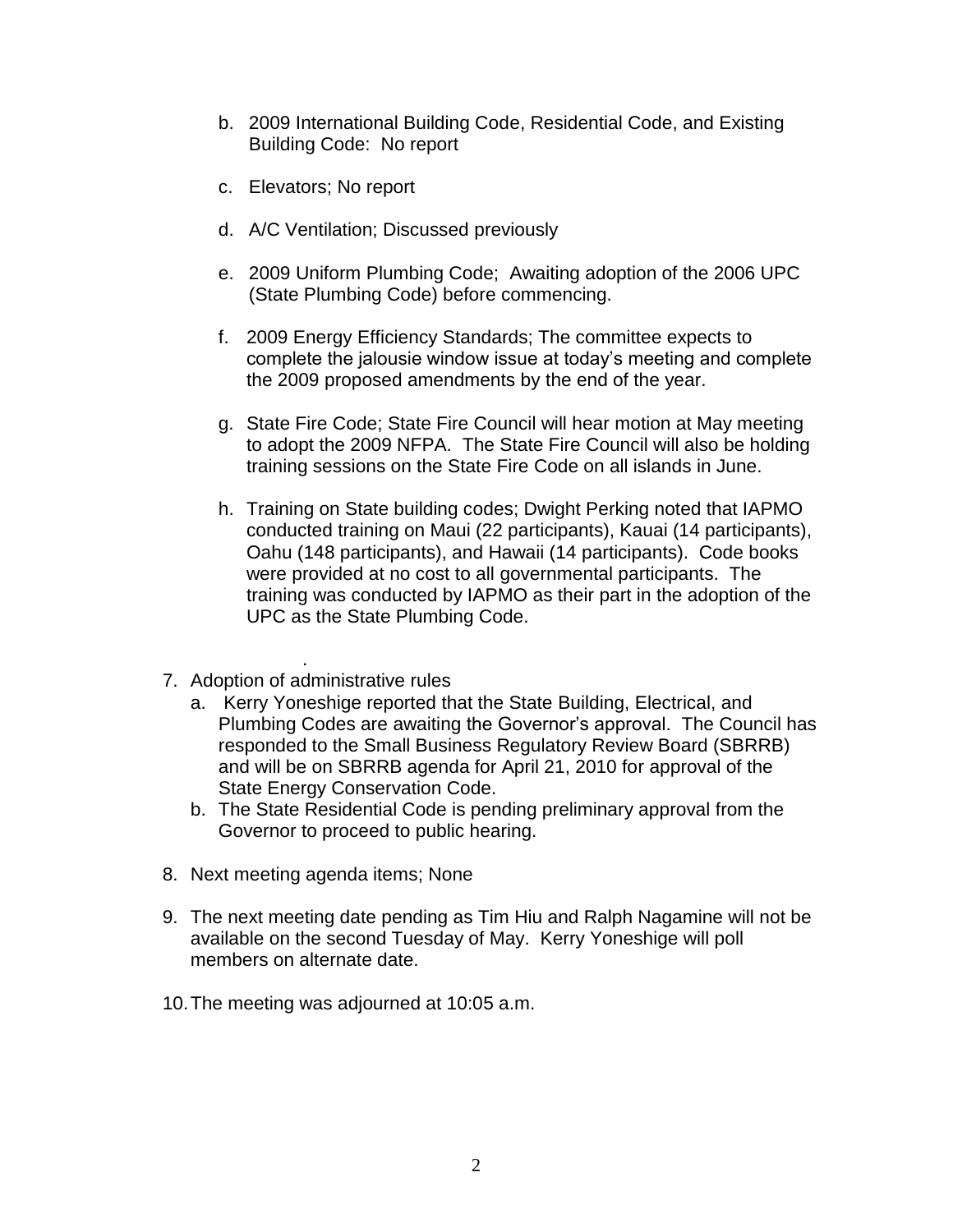b. 2009 International Building Code, Residential Code, and Existing Building Code: No report

c. Elevators; No report

d. A/C Ventilation; Discussed previously

e. 2009 Uniform Plumbing Code; Awaiting adoption of the 2006 UPC (State Plumbing Code) before commencing.

f. 2009 Energy Efficiency Standards; The committee expects to complete the jalousie window issue at today's meeting and complete the 2009 proposed amendments by the end of the year.

g. State Fire Code; State Fire Council will hear motion at May meeting to adopt the 2009 NFPA. The State Fire Council will also be holding training sessions on the State Fire Code on all islands in June.

h. Training on State building codes; Dwight Perking noted that IAPMO conducted training on Maui (22 participants), Kauai (14 participants), Oahu (148 participants), and Hawaii (14 participants). Code books were provided at no cost to all governmental participants. The training was conducted by IAPMO as their part in the adoption of the UPC as the State Plumbing Code.

7. Adoption of administrative rules
   a. Kerry Yoneshige reported that the State Building, Electrical, and Plumbing Codes are awaiting the Governor's approval. The Council has responded to the Small Business Regulatory Review Board (SBRRB) and will be on SBRRB agenda for April 21, 2010 for approval of the State Energy Conservation Code.
   b. The State Residential Code is pending preliminary approval from the Governor to proceed to public hearing.

8. Next meeting agenda items; None

9. The next meeting date pending as Tim Hiu and Ralph Nagamine will not be available on the second Tuesday of May. Kerry Yoneshige will poll members on alternate date.

10. The meeting was adjourned at 10:05 a.m.